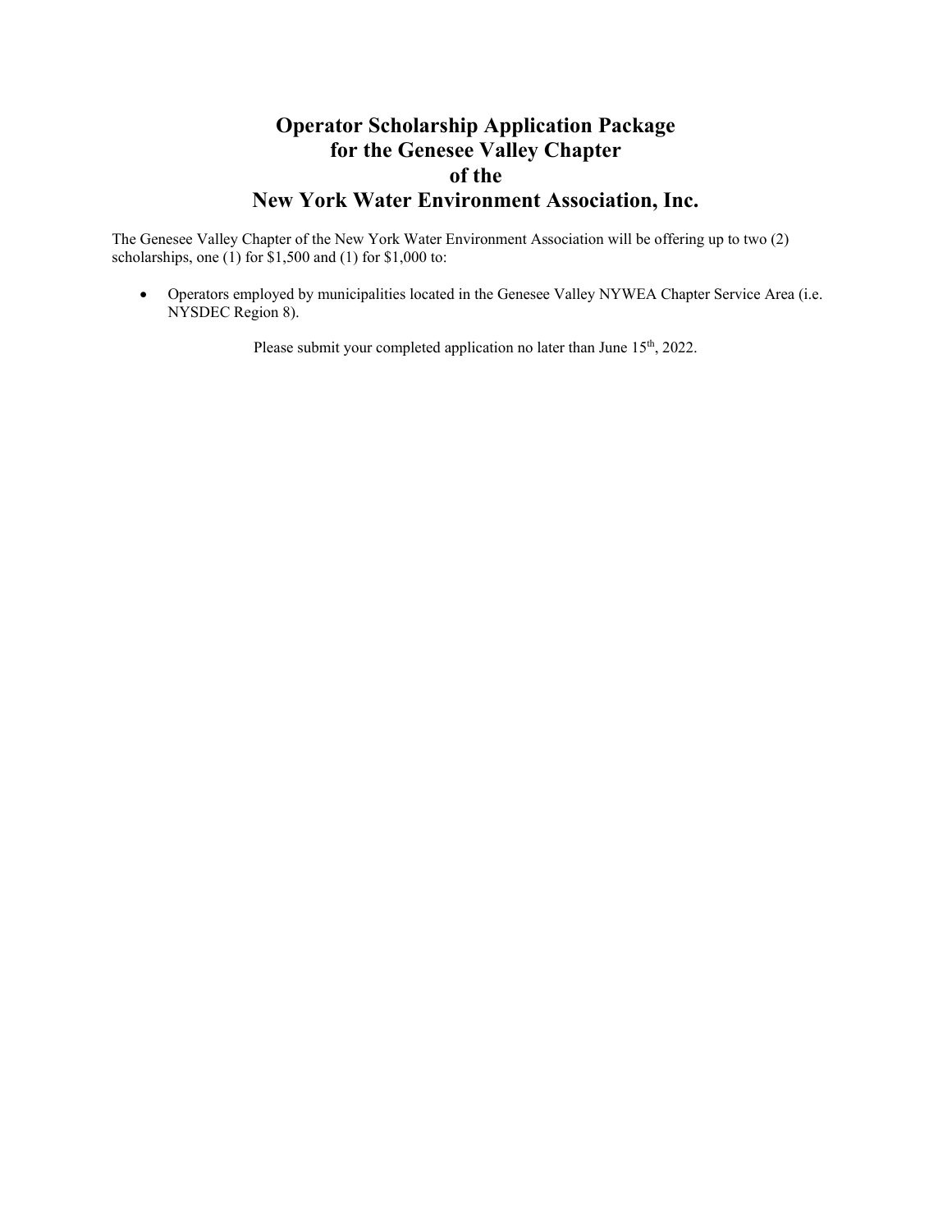# Operator Scholarship Application Package
# for the Genesee Valley Chapter
# of the
# New York Water Environment Association, Inc.

The Genesee Valley Chapter of the New York Water Environment Association will be offering up to two (2) scholarships, one (1) for $1,500 and (1) for $1,000 to:

- Operators employed by municipalities located in the Genesee Valley NYWEA Chapter Service Area (i.e. NYSDEC Region 8).

Please submit your completed application no later than June 15th, 2022.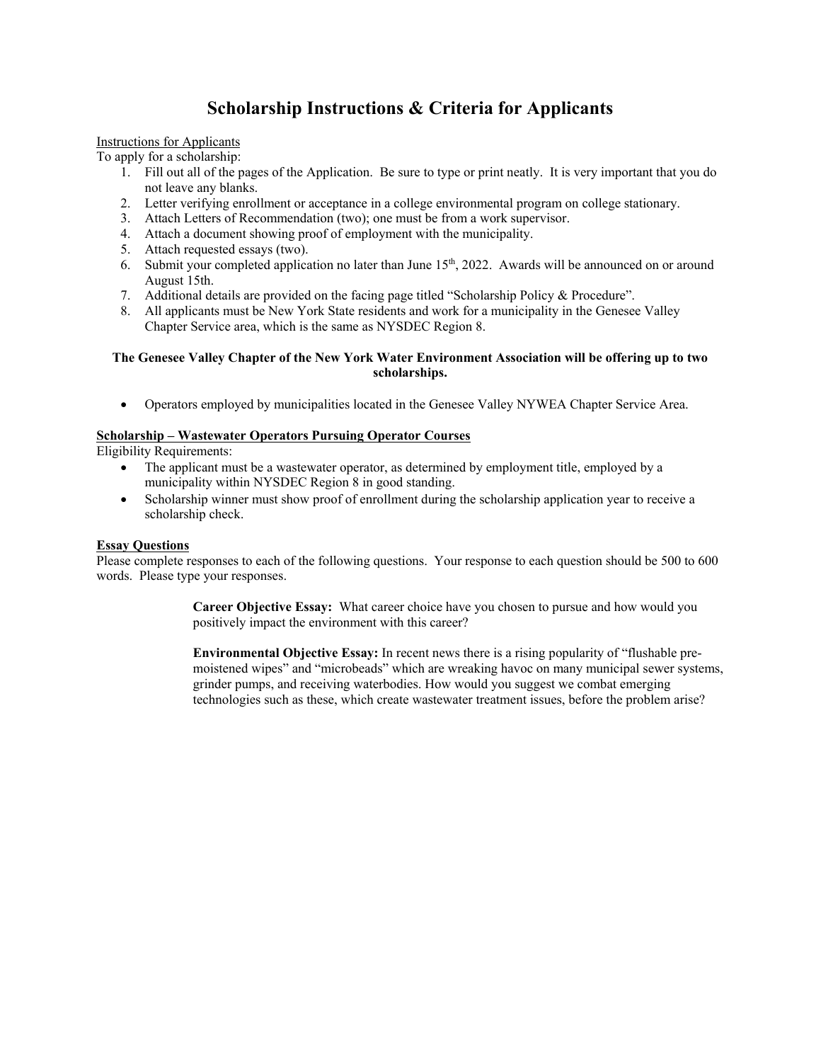# Scholarship Instructions & Criteria for Applicants

Instructions for Applicants

To apply for a scholarship:

1. Fill out all of the pages of the Application. Be sure to type or print neatly. It is very important that you do not leave any blanks.
2. Letter verifying enrollment or acceptance in a college environmental program on college stationary.
3. Attach Letters of Recommendation (two); one must be from a work supervisor.
4. Attach a document showing proof of employment with the municipality.
5. Attach requested essays (two).
6. Submit your completed application no later than June 15th, 2022. Awards will be announced on or around August 15th.
7. Additional details are provided on the facing page titled "Scholarship Policy & Procedure".
8. All applicants must be New York State residents and work for a municipality in the Genesee Valley Chapter Service area, which is the same as NYSDEC Region 8.

**The Genesee Valley Chapter of the New York Water Environment Association will be offering up to two scholarships.**

- Operators employed by municipalities located in the Genesee Valley NYWEA Chapter Service Area.

**Scholarship – Wastewater Operators Pursuing Operator Courses**

Eligibility Requirements:

- The applicant must be a wastewater operator, as determined by employment title, employed by a municipality within NYSDEC Region 8 in good standing.
- Scholarship winner must show proof of enrollment during the scholarship application year to receive a scholarship check.

**Essay Questions**

Please complete responses to each of the following questions. Your response to each question should be 500 to 600 words. Please type your responses.

> **Career Objective Essay:** What career choice have you chosen to pursue and how would you positively impact the environment with this career?
>
> **Environmental Objective Essay:** In recent news there is a rising popularity of "flushable pre-moistened wipes" and "microbeads" which are wreaking havoc on many municipal sewer systems, grinder pumps, and receiving waterbodies. How would you suggest we combat emerging technologies such as these, which create wastewater treatment issues, before the problem arise?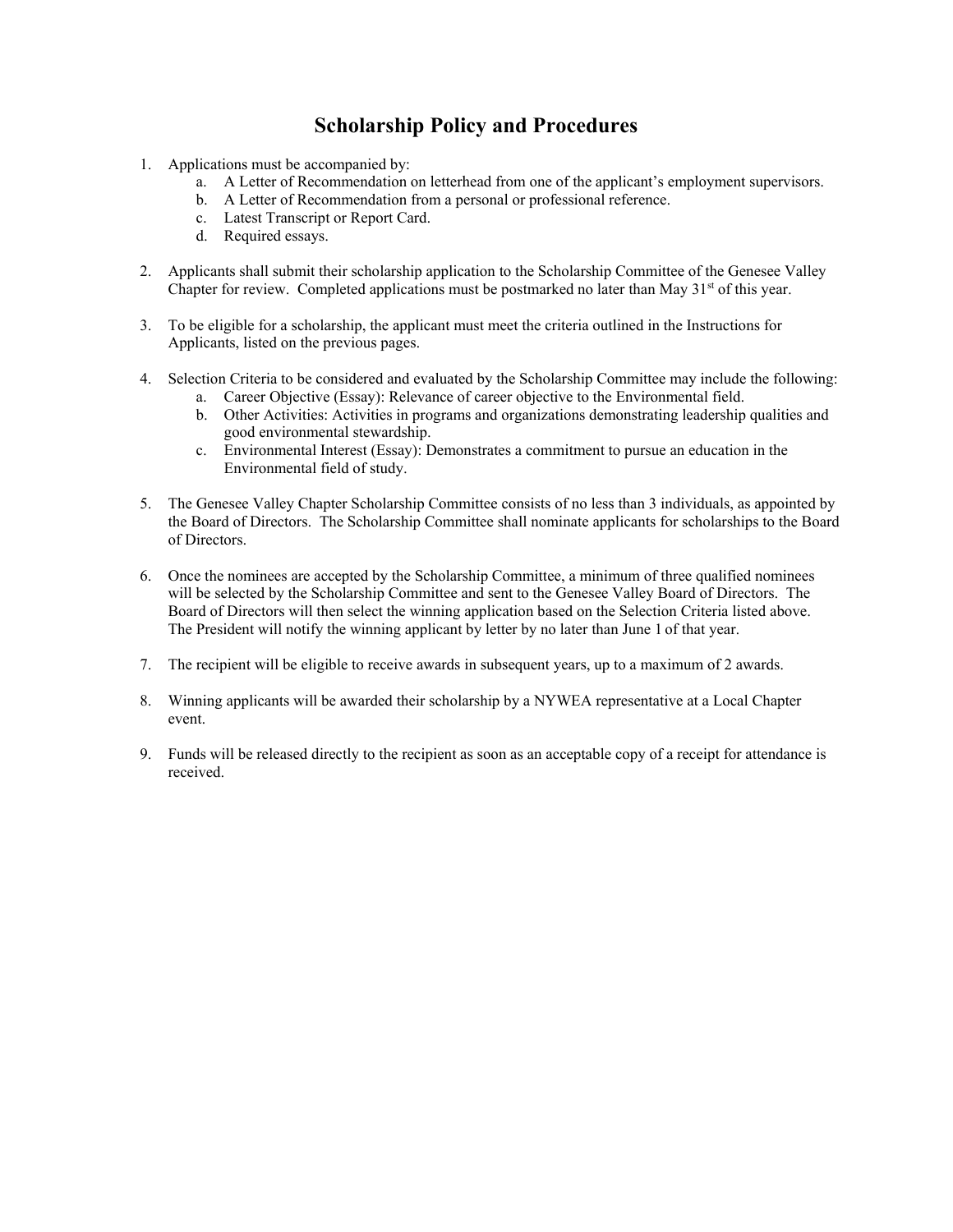# Scholarship Policy and Procedures

1. Applications must be accompanied by:
    a. A Letter of Recommendation on letterhead from one of the applicant's employment supervisors.
    b. A Letter of Recommendation from a personal or professional reference.
    c. Latest Transcript or Report Card.
    d. Required essays.

2. Applicants shall submit their scholarship application to the Scholarship Committee of the Genesee Valley Chapter for review. Completed applications must be postmarked no later than May 31st of this year.

3. To be eligible for a scholarship, the applicant must meet the criteria outlined in the Instructions for Applicants, listed on the previous pages.

4. Selection Criteria to be considered and evaluated by the Scholarship Committee may include the following:
    a. Career Objective (Essay): Relevance of career objective to the Environmental field.
    b. Other Activities: Activities in programs and organizations demonstrating leadership qualities and good environmental stewardship.
    c. Environmental Interest (Essay): Demonstrates a commitment to pursue an education in the Environmental field of study.

5. The Genesee Valley Chapter Scholarship Committee consists of no less than 3 individuals, as appointed by the Board of Directors. The Scholarship Committee shall nominate applicants for scholarships to the Board of Directors.

6. Once the nominees are accepted by the Scholarship Committee, a minimum of three qualified nominees will be selected by the Scholarship Committee and sent to the Genesee Valley Board of Directors. The Board of Directors will then select the winning application based on the Selection Criteria listed above. The President will notify the winning applicant by letter by no later than June 1 of that year.

7. The recipient will be eligible to receive awards in subsequent years, up to a maximum of 2 awards.

8. Winning applicants will be awarded their scholarship by a NYWEA representative at a Local Chapter event.

9. Funds will be released directly to the recipient as soon as an acceptable copy of a receipt for attendance is received.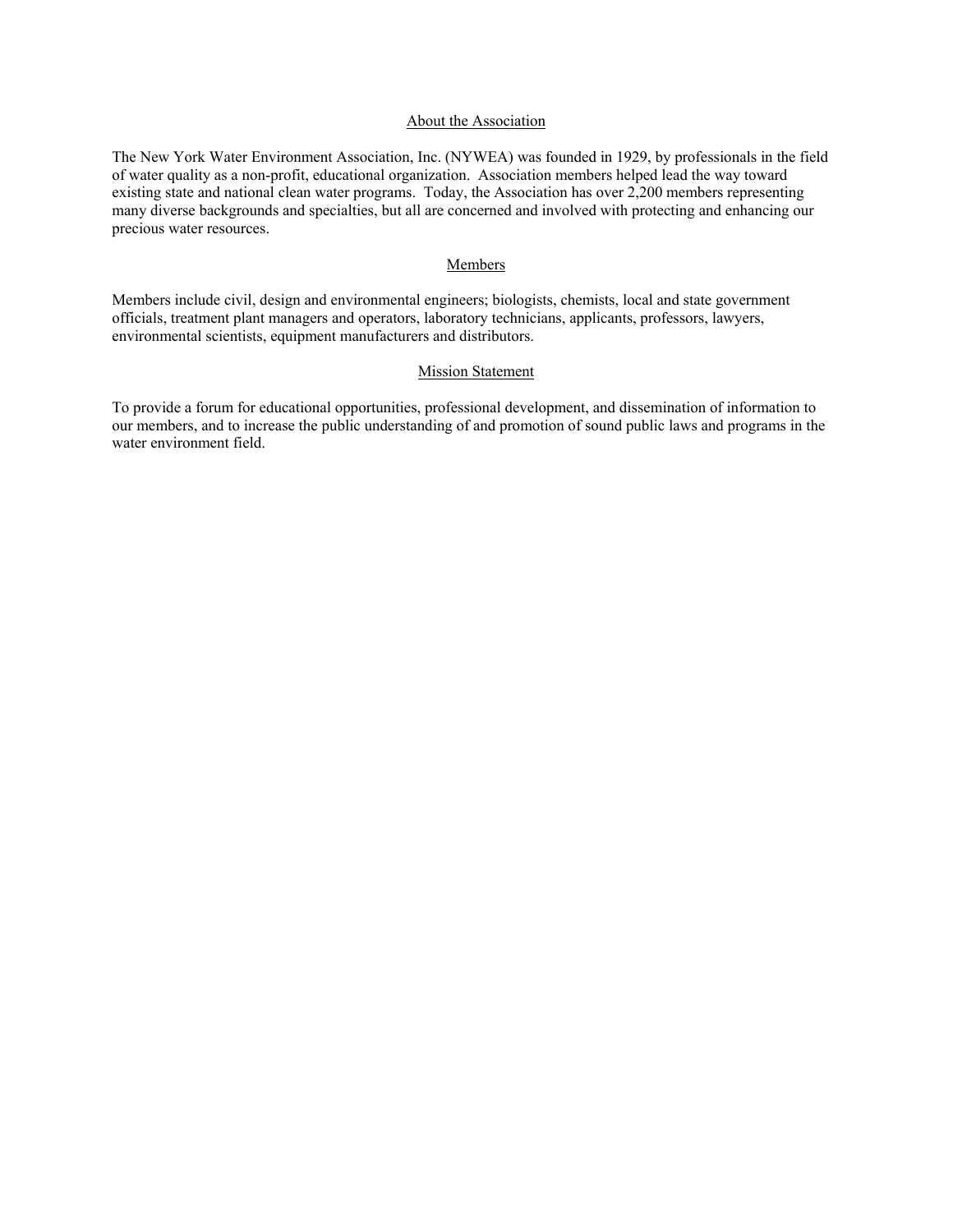## About the Association

The New York Water Environment Association, Inc. (NYWEA) was founded in 1929, by professionals in the field of water quality as a non-profit, educational organization. Association members helped lead the way toward existing state and national clean water programs. Today, the Association has over 2,200 members representing many diverse backgrounds and specialties, but all are concerned and involved with protecting and enhancing our precious water resources.

## Members

Members include civil, design and environmental engineers; biologists, chemists, local and state government officials, treatment plant managers and operators, laboratory technicians, applicants, professors, lawyers, environmental scientists, equipment manufacturers and distributors.

## Mission Statement

To provide a forum for educational opportunities, professional development, and dissemination of information to our members, and to increase the public understanding of and promotion of sound public laws and programs in the water environment field.